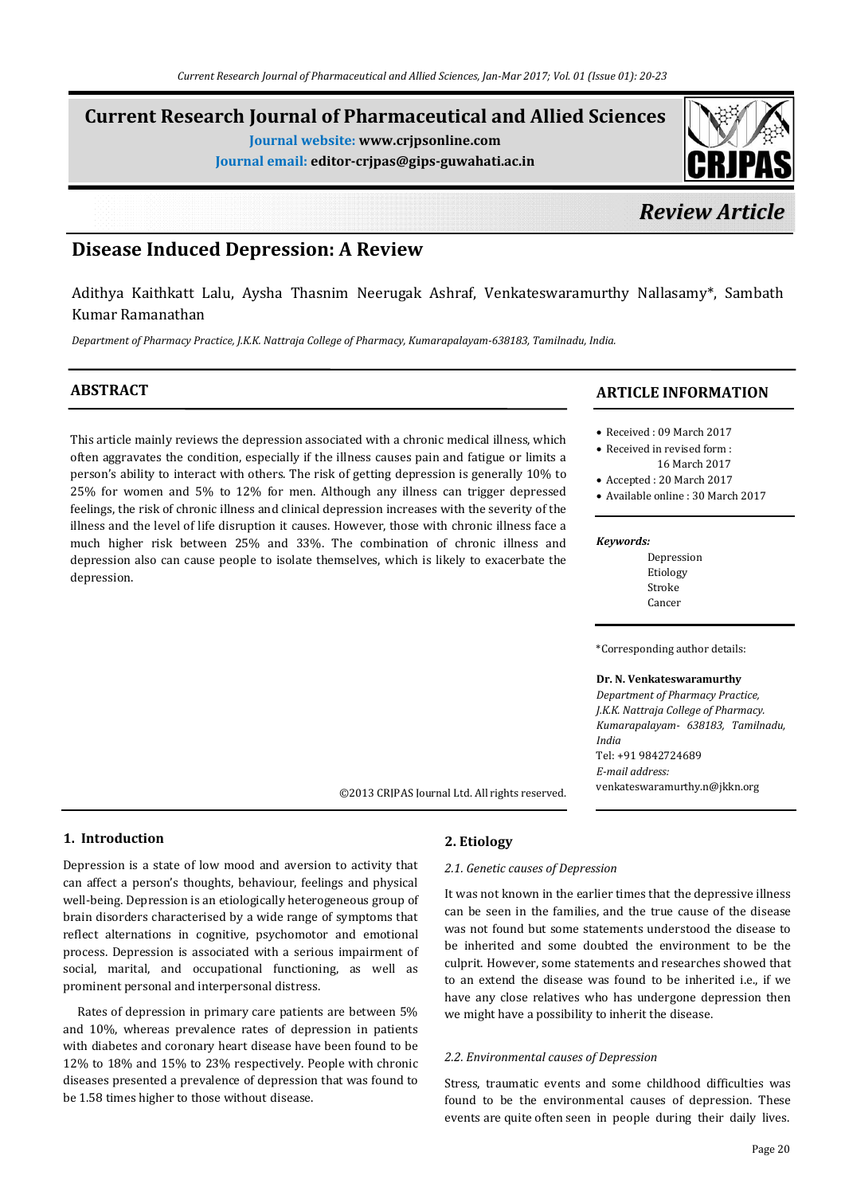# Current Research Journal of Pharmaceutical and Allied Sciences

**Journal website:** www.crjpsonline.com
**Journal email:** editor-crjpas@gips-guwahati.ac.in

*Review Article*

## Disease Induced Depression: A Review

Adithya Kaithkatt Lalu, Aysha Thasnim Neerugak Ashraf, Venkateswaramurthy Nallasamy*, Sambath Kumar Ramanathan

*Department of Pharmacy Practice, J.K.K. Nattraja College of Pharmacy, Kumarapalayam-638183, Tamilnadu, India.*

### ABSTRACT

This article mainly reviews the depression associated with a chronic medical illness, which often aggravates the condition, especially if the illness causes pain and fatigue or limits a person's ability to interact with others. The risk of getting depression is generally 10% to 25% for women and 5% to 12% for men. Although any illness can trigger depressed feelings, the risk of chronic illness and clinical depression increases with the severity of the illness and the level of life disruption it causes. However, those with chronic illness face a much higher risk between 25% and 33%. The combination of chronic illness and depression also can cause people to isolate themselves, which is likely to exacerbate the depression.

©2013 CRJPAS Journal Ltd. All rights reserved.

### ARTICLE INFORMATION

- Received : 09 March 2017
- Received in revised form : 16 March 2017
- Accepted : 20 March 2017
- Available online : 30 March 2017

***Keywords:***
Depression
Etiology
Stroke
Cancer

*Corresponding author details:

**Dr. N. Venkateswaramurthy**
*Department of Pharmacy Practice,*
*J.K.K. Nattraja College of Pharmacy.*
*Kumarapalayam- 638183, Tamilnadu, India*
Tel: +91 9842724689
*E-mail address:*
venkateswaramurthy.n@jkkn.org

## 1. Introduction

Depression is a state of low mood and aversion to activity that can affect a person's thoughts, behaviour, feelings and physical well-being. Depression is an etiologically heterogeneous group of brain disorders characterised by a wide range of symptoms that reflect alternations in cognitive, psychomotor and emotional process. Depression is associated with a serious impairment of social, marital, and occupational functioning, as well as prominent personal and interpersonal distress.

Rates of depression in primary care patients are between 5% and 10%, whereas prevalence rates of depression in patients with diabetes and coronary heart disease have been found to be 12% to 18% and 15% to 23% respectively. People with chronic diseases presented a prevalence of depression that was found to be 1.58 times higher to those without disease.

## 2. Etiology

### *2.1. Genetic causes of Depression*

It was not known in the earlier times that the depressive illness can be seen in the families, and the true cause of the disease was not found but some statements understood the disease to be inherited and some doubted the environment to be the culprit. However, some statements and researches showed that to an extend the disease was found to be inherited i.e., if we have any close relatives who has undergone depression then we might have a possibility to inherit the disease.

### *2.2. Environmental causes of Depression*

Stress, traumatic events and some childhood difficulties was found to be the environmental causes of depression. These events are quite often seen in people during their daily lives.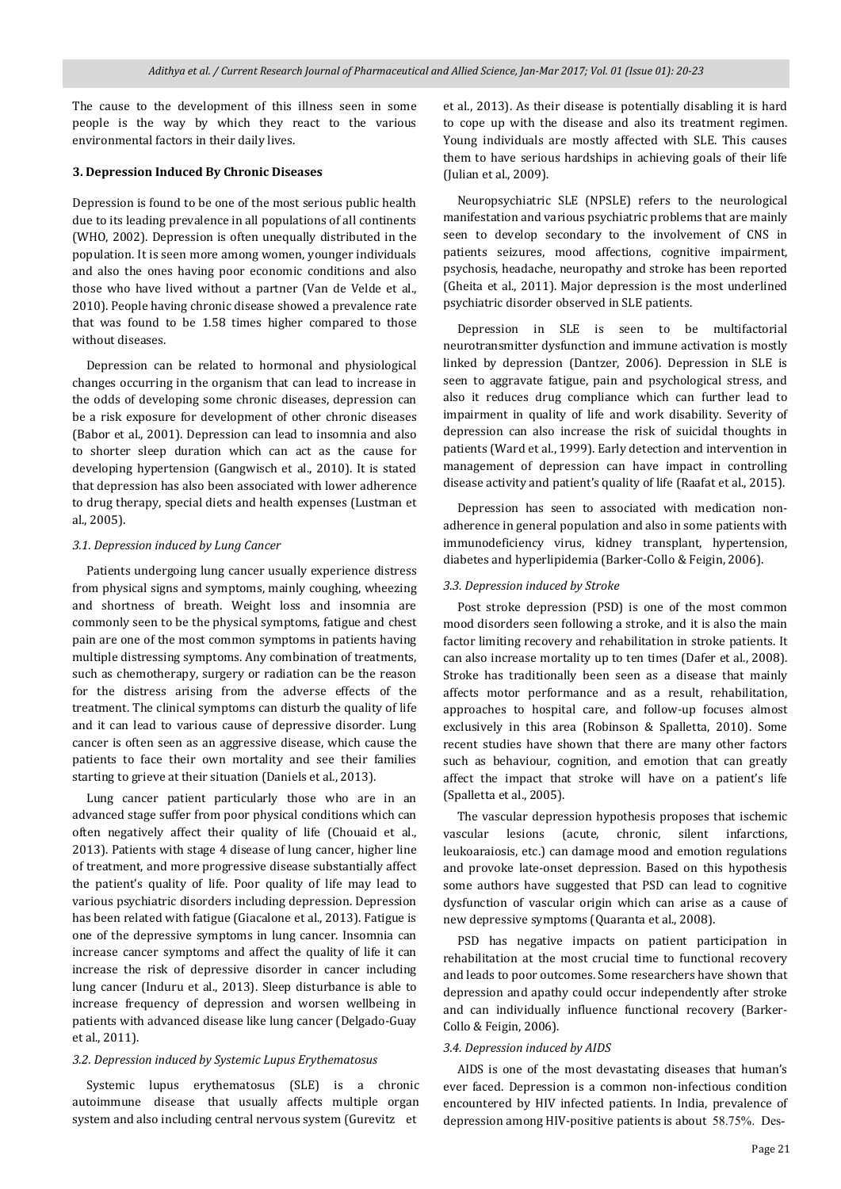The cause to the development of this illness seen in some people is the way by which they react to the various environmental factors in their daily lives.

### 3. Depression Induced By Chronic Diseases

Depression is found to be one of the most serious public health due to its leading prevalence in all populations of all continents (WHO, 2002). Depression is often unequally distributed in the population. It is seen more among women, younger individuals and also the ones having poor economic conditions and also those who have lived without a partner (Van de Velde et al., 2010). People having chronic disease showed a prevalence rate that was found to be 1.58 times higher compared to those without diseases.

Depression can be related to hormonal and physiological changes occurring in the organism that can lead to increase in the odds of developing some chronic diseases, depression can be a risk exposure for development of other chronic diseases (Babor et al., 2001). Depression can lead to insomnia and also to shorter sleep duration which can act as the cause for developing hypertension (Gangwisch et al., 2010). It is stated that depression has also been associated with lower adherence to drug therapy, special diets and health expenses (Lustman et al., 2005).

#### *3.1. Depression induced by Lung Cancer*

Patients undergoing lung cancer usually experience distress from physical signs and symptoms, mainly coughing, wheezing and shortness of breath. Weight loss and insomnia are commonly seen to be the physical symptoms, fatigue and chest pain are one of the most common symptoms in patients having multiple distressing symptoms. Any combination of treatments, such as chemotherapy, surgery or radiation can be the reason for the distress arising from the adverse effects of the treatment. The clinical symptoms can disturb the quality of life and it can lead to various cause of depressive disorder. Lung cancer is often seen as an aggressive disease, which cause the patients to face their own mortality and see their families starting to grieve at their situation (Daniels et al., 2013).

Lung cancer patient particularly those who are in an advanced stage suffer from poor physical conditions which can often negatively affect their quality of life (Chouaid et al., 2013). Patients with stage 4 disease of lung cancer, higher line of treatment, and more progressive disease substantially affect the patient's quality of life. Poor quality of life may lead to various psychiatric disorders including depression. Depression has been related with fatigue (Giacalone et al., 2013). Fatigue is one of the depressive symptoms in lung cancer. Insomnia can increase cancer symptoms and affect the quality of life it can increase the risk of depressive disorder in cancer including lung cancer (Induru et al., 2013). Sleep disturbance is able to increase frequency of depression and worsen wellbeing in patients with advanced disease like lung cancer (Delgado-Guay et al., 2011).

#### *3.2. Depression induced by Systemic Lupus Erythematosus*

Systemic lupus erythematosus (SLE) is a chronic autoimmune disease that usually affects multiple organ system and also including central nervous system (Gurevitz et al., 2013). As their disease is potentially disabling it is hard to cope up with the disease and also its treatment regimen. Young individuals are mostly affected with SLE. This causes them to have serious hardships in achieving goals of their life (Julian et al., 2009).

Neuropsychiatric SLE (NPSLE) refers to the neurological manifestation and various psychiatric problems that are mainly seen to develop secondary to the involvement of CNS in patients seizures, mood affections, cognitive impairment, psychosis, headache, neuropathy and stroke has been reported (Gheita et al., 2011). Major depression is the most underlined psychiatric disorder observed in SLE patients.

Depression in SLE is seen to be multifactorial neurotransmitter dysfunction and immune activation is mostly linked by depression (Dantzer, 2006). Depression in SLE is seen to aggravate fatigue, pain and psychological stress, and also it reduces drug compliance which can further lead to impairment in quality of life and work disability. Severity of depression can also increase the risk of suicidal thoughts in patients (Ward et al., 1999). Early detection and intervention in management of depression can have impact in controlling disease activity and patient's quality of life (Raafat et al., 2015).

Depression has seen to associated with medication non-adherence in general population and also in some patients with immunodeficiency virus, kidney transplant, hypertension, diabetes and hyperlipidemia (Barker-Collo & Feigin, 2006).

#### *3.3. Depression induced by Stroke*

Post stroke depression (PSD) is one of the most common mood disorders seen following a stroke, and it is also the main factor limiting recovery and rehabilitation in stroke patients. It can also increase mortality up to ten times (Dafer et al., 2008). Stroke has traditionally been seen as a disease that mainly affects motor performance and as a result, rehabilitation, approaches to hospital care, and follow-up focuses almost exclusively in this area (Robinson & Spalletta, 2010). Some recent studies have shown that there are many other factors such as behaviour, cognition, and emotion that can greatly affect the impact that stroke will have on a patient's life (Spalletta et al., 2005).

The vascular depression hypothesis proposes that ischemic vascular lesions (acute, chronic, silent infarctions, leukoaraiosis, etc.) can damage mood and emotion regulations and provoke late-onset depression. Based on this hypothesis some authors have suggested that PSD can lead to cognitive dysfunction of vascular origin which can arise as a cause of new depressive symptoms (Quaranta et al., 2008).

PSD has negative impacts on patient participation in rehabilitation at the most crucial time to functional recovery and leads to poor outcomes. Some researchers have shown that depression and apathy could occur independently after stroke and can individually influence functional recovery (Barker-Collo & Feigin, 2006).

#### *3.4. Depression induced by AIDS*

AIDS is one of the most devastating diseases that human's ever faced. Depression is a common non-infectious condition encountered by HIV infected patients. In India, prevalence of depression among HIV-positive patients is about 58.75%. Des-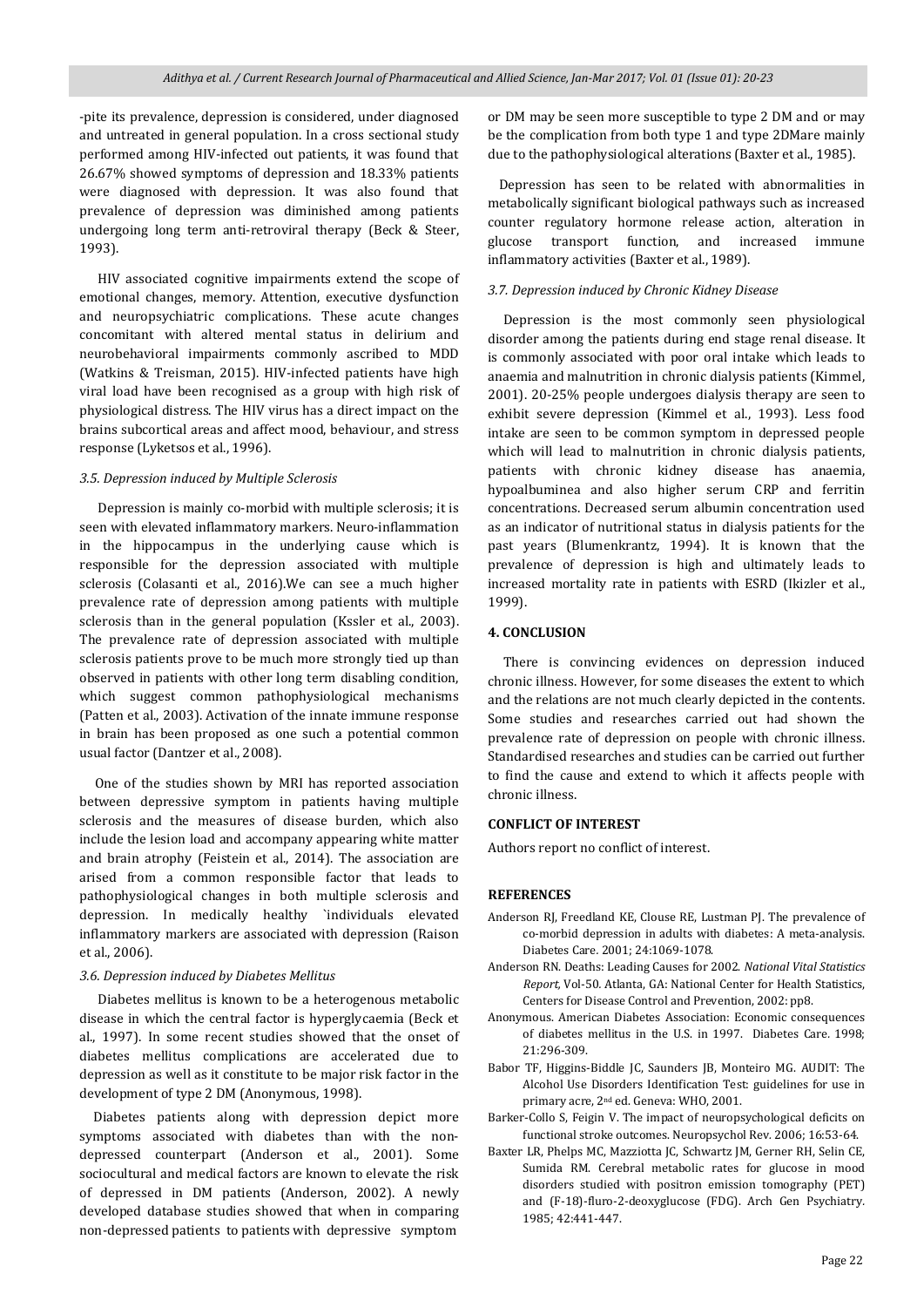-pite its prevalence, depression is considered, under diagnosed and untreated in general population. In a cross sectional study performed among HIV-infected out patients, it was found that 26.67% showed symptoms of depression and 18.33% patients were diagnosed with depression. It was also found that prevalence of depression was diminished among patients undergoing long term anti-retroviral therapy (Beck & Steer, 1993).

HIV associated cognitive impairments extend the scope of emotional changes, memory. Attention, executive dysfunction and neuropsychiatric complications. These acute changes concomitant with altered mental status in delirium and neurobehavioral impairments commonly ascribed to MDD (Watkins & Treisman, 2015). HIV-infected patients have high viral load have been recognised as a group with high risk of physiological distress. The HIV virus has a direct impact on the brains subcortical areas and affect mood, behaviour, and stress response (Lyketsos et al., 1996).

### 3.5. Depression induced by Multiple Sclerosis

Depression is mainly co-morbid with multiple sclerosis; it is seen with elevated inflammatory markers. Neuro-inflammation in the hippocampus in the underlying cause which is responsible for the depression associated with multiple sclerosis (Colasanti et al., 2016).We can see a much higher prevalence rate of depression among patients with multiple sclerosis than in the general population (Kssler et al., 2003). The prevalence rate of depression associated with multiple sclerosis patients prove to be much more strongly tied up than observed in patients with other long term disabling condition, which suggest common pathophysiological mechanisms (Patten et al., 2003). Activation of the innate immune response in brain has been proposed as one such a potential common usual factor (Dantzer et al., 2008).

One of the studies shown by MRI has reported association between depressive symptom in patients having multiple sclerosis and the measures of disease burden, which also include the lesion load and accompany appearing white matter and brain atrophy (Feistein et al., 2014). The association are arised from a common responsible factor that leads to pathophysiological changes in both multiple sclerosis and depression. In medically healthy `individuals elevated inflammatory markers are associated with depression (Raison et al., 2006).

### 3.6. Depression induced by Diabetes Mellitus

Diabetes mellitus is known to be a heterogenous metabolic disease in which the central factor is hyperglycaemia (Beck et al., 1997). In some recent studies showed that the onset of diabetes mellitus complications are accelerated due to depression as well as it constitute to be major risk factor in the development of type 2 DM (Anonymous, 1998).

Diabetes patients along with depression depict more symptoms associated with diabetes than with the non-depressed counterpart (Anderson et al., 2001). Some sociocultural and medical factors are known to elevate the risk of depressed in DM patients (Anderson, 2002). A newly developed database studies showed that when in comparing non-depressed patients to patients with depressive symptom or DM may be seen more susceptible to type 2 DM and or may be the complication from both type 1 and type 2DMare mainly due to the pathophysiological alterations (Baxter et al., 1985).

Depression has seen to be related with abnormalities in metabolically significant biological pathways such as increased counter regulatory hormone release action, alteration in glucose transport function, and increased immune inflammatory activities (Baxter et al., 1989).

### 3.7. Depression induced by Chronic Kidney Disease

Depression is the most commonly seen physiological disorder among the patients during end stage renal disease. It is commonly associated with poor oral intake which leads to anaemia and malnutrition in chronic dialysis patients (Kimmel, 2001). 20-25% people undergoes dialysis therapy are seen to exhibit severe depression (Kimmel et al., 1993). Less food intake are seen to be common symptom in depressed people which will lead to malnutrition in chronic dialysis patients, patients with chronic kidney disease has anaemia, hypoalbuminea and also higher serum CRP and ferritin concentrations. Decreased serum albumin concentration used as an indicator of nutritional status in dialysis patients for the past years (Blumenkrantz, 1994). It is known that the prevalence of depression is high and ultimately leads to increased mortality rate in patients with ESRD (Ikizler et al., 1999).

## 4. CONCLUSION

There is convincing evidences on depression induced chronic illness. However, for some diseases the extent to which and the relations are not much clearly depicted in the contents. Some studies and researches carried out had shown the prevalence rate of depression on people with chronic illness. Standardised researches and studies can be carried out further to find the cause and extend to which it affects people with chronic illness.

## CONFLICT OF INTEREST

Authors report no conflict of interest.

## REFERENCES

- Anderson RJ, Freedland KE, Clouse RE, Lustman PJ. The prevalence of co-morbid depression in adults with diabetes: A meta-analysis. Diabetes Care. 2001; 24:1069-1078.
- Anderson RN. Deaths: Leading Causes for 2002. *National Vital Statistics Report*, Vol-50. Atlanta, GA: National Center for Health Statistics, Centers for Disease Control and Prevention, 2002: pp8.
- Anonymous. American Diabetes Association: Economic consequences of diabetes mellitus in the U.S. in 1997. Diabetes Care. 1998; 21:296-309.
- Babor TF, Higgins-Biddle JC, Saunders JB, Monteiro MG. AUDIT: The Alcohol Use Disorders Identification Test: guidelines for use in primary acre, 2nd ed. Geneva: WHO, 2001.
- Barker-Collo S, Feigin V. The impact of neuropsychological deficits on functional stroke outcomes. Neuropsychol Rev. 2006; 16:53-64.
- Baxter LR, Phelps MC, Mazziotta JC, Schwartz JM, Gerner RH, Selin CE, Sumida RM. Cerebral metabolic rates for glucose in mood disorders studied with positron emission tomography (PET) and (F-18)-fluro-2-deoxyglucose (FDG). Arch Gen Psychiatry. 1985; 42:441-447.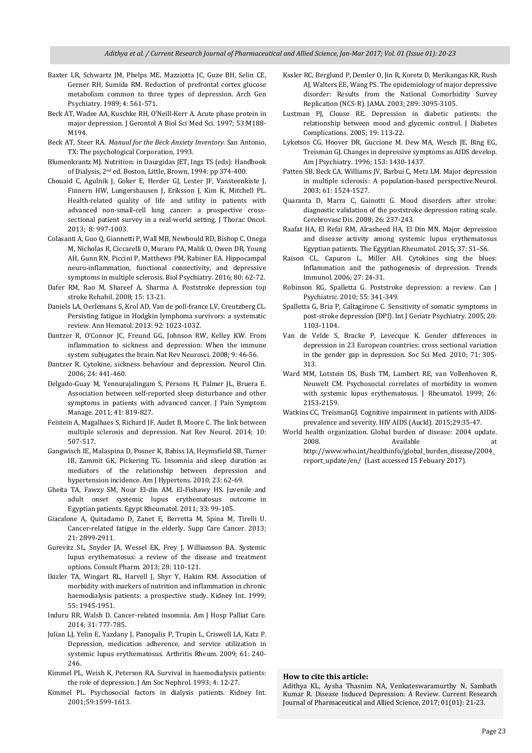Baxter LR, Schwartz JM, Phelps ME, Mazziotta JC, Guze BH, Selin CE, Gerner RH, Sumida RM. Reduction of prefrontal cortex glucose metabolism common to three types of depression. Arch Gen Psychiatry. 1989; 4: 561-571.

Beck AT, Wadee AA, Kuschke RH, O'Neill-Kerr A. Acute phase protein in major depression. J Gerontol A Biol Sci Med Sci. 1997; 53:M188-M194.

Beck AT, Steer RA. *Manual for the Beck Anxiety Inventory*. San Antonio, TX: The psychological Corporation, 1993.

Blumenkrantz MJ. Nutrition: in Daurgidas JET, Ings TS (eds): Handbook of Dialysis, 2nd ed. Boston, Little, Brown, 1994: pp 374-400.

Chouaid C, Agulnik J, Goker E, Herder GJ, Lester JF, Vansteenkiste J, Finnern HW, Lungershausen J, Eriksson J, Kim K, Mitchell PL. Health-related quality of life and utility in patients with advanced non-small-cell lung cancer: a prospective cross-sectional patient survey in a real-world setting. J Thorac Oncol. 2013; 8: 997-1003.

Colasanti A, Guo Q, Giannetti P, Wall MB, Newbould RD, Bishop C, Onega M, Nicholas R, Ciccarelli O, Muraro PA, Malik O, Owen DR, Young AH, Gunn RN, Piccini P, Matthews PM, Rabiner EA. Hippocampal neuro-inflammation, functional connectivity, and depressive symptoms in multiple sclerosis. Biol Psychiatry. 2016; 80: 62-72.

Dafer RM, Rao M, Shareef A, Sharma A. Poststroke depression top stroke Rehabil. 2008; 15: 13-21.

Daniels LA, Oerlemans S, Krol AD, Van de poll-france LV, Creutzberg CL. Persisting fatigue in Hodgkin lymphoma survivors: a systematic review. Ann Hematol. 2013: 92: 1023-1032.

Dantzer R, O'Connor JC, Freund GG, Johnson RW, Kelley KW. From inflammation to sickness and depression: When the immune system subjugates the brain. Nat Rev Neurosci. 2008; 9: 46-56.

Dantzer R. Cytokine, sickness behaviour and depression. Neurol Clin. 2006; 24: 441-460.

Delgado-Guay M, Yennurajalingam S, Persons H, Palmer JL, Bruera E. Association between self-reported sleep disturbance and other symptoms in patients with advanced cancer. J Pain Symptom Manage. 2011; 41: 819-827.

Feistein A, Magalhaes S, Richard JF, Audet B, Moore C. The link between multiple sclerosis and depression. Nat Rev Neurol. 2014; 10: 507-517.

Gangwisch IE, Malaspina D, Posner K, Babiss IA, Heymsfield SB, Turner IB, Zammit GK, Pickering TG. Insomnia and sleep duration as mediators of the relationship between depression and hypertension incidence. Am J Hypertens. 2010; 23: 62-69.

Gheita TA, Fawzy SM, Nour El-din AM, El-Fishawy HS. Juvenile and adult onset systemic lupus erythematosus outcome in Egyptian patients. Egypt Rheumatol. 2011; 33: 99-105.

Giacalone A, Quitadamo D, Zanet E, Berretta M, Spina M, Tirelli U. Cancer-related fatigue in the elderly. Supp Care Cancer. 2013; 21: 2899-2911.

Gurevitz SL, Snyder JA, Wessel EK, Frey J, Williamson BA. Systemic lupus erythematosus: a review of the disease and treatment options. Consult Pharm. 2013; 28: 110-121.

Ikizler TA, Wingart RL, Harvell J, Shyr Y, Hakim RM. Association of morbidity with markers of nutrition and inflammation in chronic haemodialysis patients: a prospective study. Kidney Int. 1999; 55: 1945-1951.

Induru RR, Walsh D. Cancer-related insomnia. Am J Hosp Palliat Care. 2014; 31: 777-785.

Julian LJ, Yelin E, Yazdany J, Panopalis P, Trupin L, Criswell LA, Katz P. Depression, medication adherence, and service utilization in systemic lupus erythematosus. Arthritis Rheum. 2009; 61: 240-246.

Kimmel PL, Weish K, Peterson RA. Survival in haemodialysis patients: the role of depression. J Am Soc Nephrol. 1993; 4: 12-27.

Kimmel PL. Psychosocial factors in dialysis patients. Kidney Int. 2001;59:1599-1613.

Kssler RC, Berglund P, Demler O, Jin R, Koretz D, Merikangas KR, Rush AJ, Walters EE, Wang PS. The epidemiology of major depressive disorder: Results from the National Comorbidity Survey Replication (NCS-R). JAMA. 2003; 289: 3095-3105.

Lustman PJ, Clouse RE. Depression in diabetic patients: the relationship between mood and glycemic control. J Diabetes Complications. 2005; 19: 113-22.

Lyketsos CG, Hoover DR, Guccione M. Dew MA, Wesch JE, Bing EG, Treisman GJ. Changes in depressive symptoms as AIDS develop. Am J Psychiatry. 1996; 153: 1430-1437.

Patten SB, Beck CA, Williams JV, Barbui C, Metz LM. Major depression in multiple sclerosis: A population-based perspective.Neurol. 2003; 61: 1524-1527.

Quaranta D, Marra C, Gainotti G. Mood disorders after stroke: diagnostic validation of the poststroke depression rating scale. Cerebrovasc Dis. 2008; 26: 237-243.

Raafat HA, El Refai RM, Alrasheed HA, El Din MN. Major depression and disease activity among systemic lupus erythematosus Egyptian patients. The Egyptian Rheumatol. 2015; 37: S1–S6.

Raison CL, Capuron L, Miller AH. Cytokines sing the blues: Inflammation and the pathogenesis of depression. Trends Immunol. 2006; 27: 24-31.

Robinson RG, Spalletta G. Poststroke depression: a review. Can J Psychiatric. 2010; 55: 341-349.

Spalletta G, Bria P, Caltagirone C. Sensitivity of somatic symptoms in post-stroke depression (DPI). Int J Geriatr Psychiatry. 2005; 20: 1103-1104.

Van de Velde S, Bracke P, Levecque K. Gender differences in depression in 23 European countries: cross sectional variation in the gender gap in depression. Soc Sci Med. 2010; 71: 305-313.

Ward MM, Lotstein DS, Bush TM, Lambert RE, van Vollenhoven R, Neuwelt CM. Psychosocial correlates of morbidity in women with systemic lupus erythematosus. J Rheumatol. 1999; 26: 2153-2159.

Watkins CC, TreismanGJ. Cognitive impairment in patients with AIDS-prevalence and severity. HIV AIDS (Auckl). 2015;29:35-47.

World health organization. Global burden of disease: 2004 update. 2008. Available at http://www.who.int/healthinfo/global_burden_disease/2004_report_update/en/ (Last accessed 15 Febuary 2017).

**How to cite this article:**

Adithya KL, Aysha Thasnim NA, Venkateswaramurthy N, Sambath Kumar R. Disease Induced Depression: A Review. Current Research Journal of Pharmaceutical and Allied Science, 2017; 01(01): 21-23.